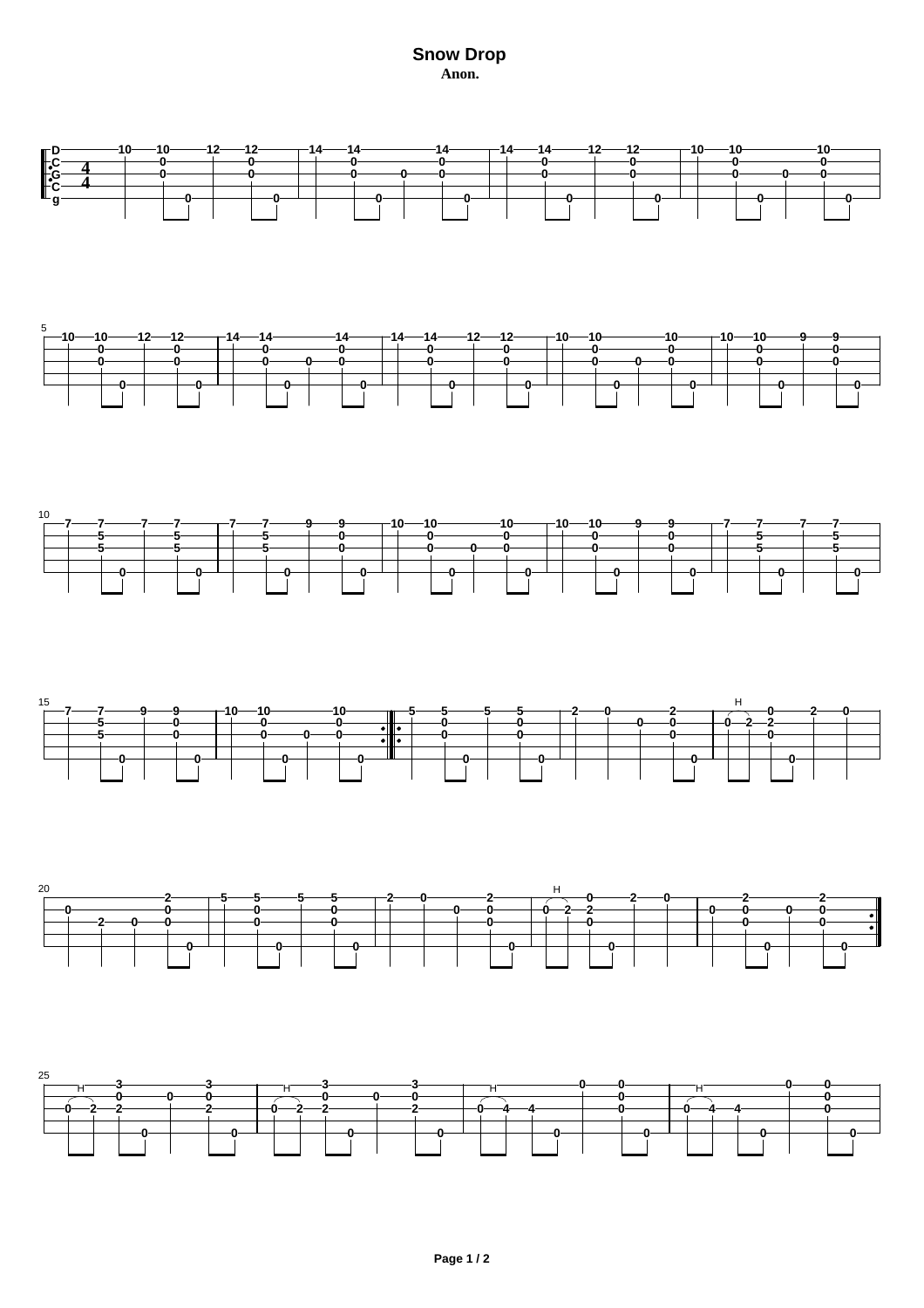# Snow Drop

**Anon.**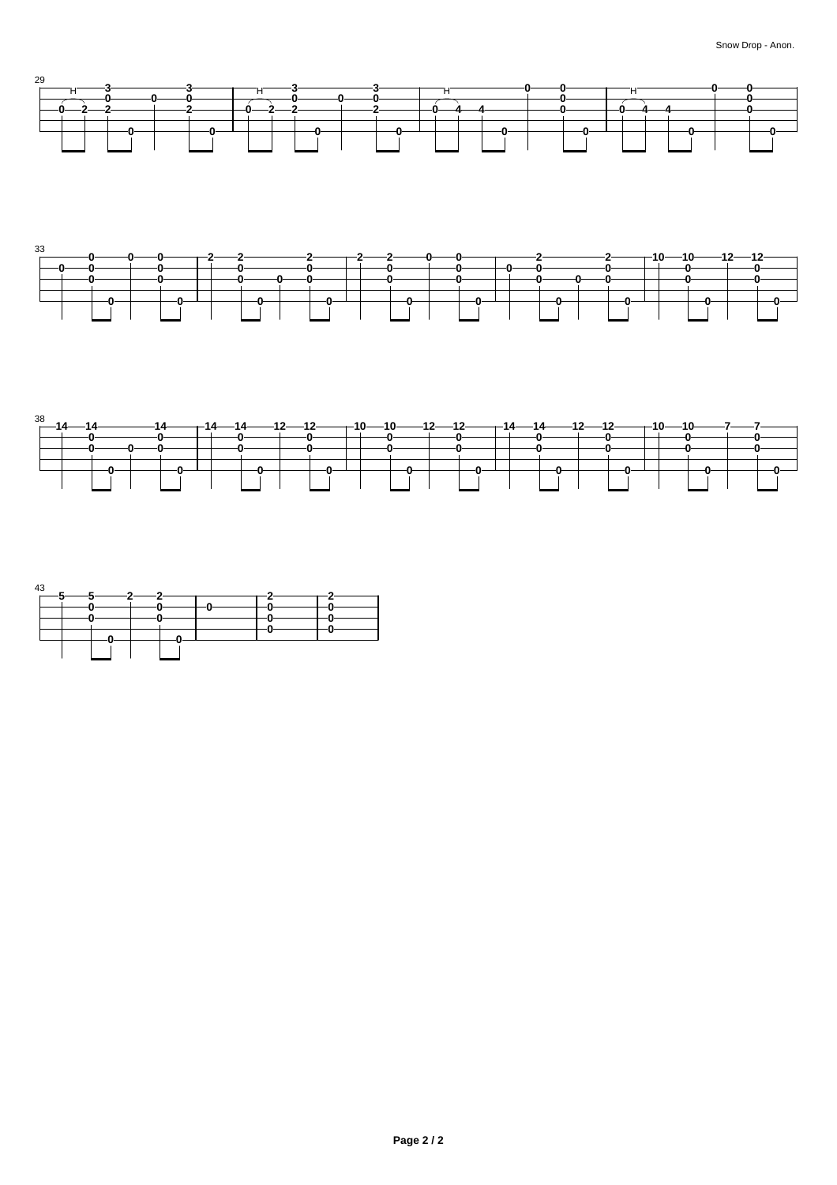```
29
|--H---3---------------3------|--H---3---------------3------|--H------------0----0------|--H------------0----0------|
|------0---------0-----0------|------0---------0-----0------|--------------------0------|--------------------0------|
|-0--2-2---------------2------|-0--2-2---------------2------|-0--4--4------------0------|-0--4--4------------0------|
|-----------------------------|-----------------------------|---------------------------|---------------------------|
|----------0----------------0-|-------------0-----------0---|----------0-------------0--|-------------0----------0--|

33
|------0-----0----0----|-2--2-----------2----|-2--2------0----0----|--------2-----------2----|-10--10----12--12----|
|--0---0----------0----|----0-----------0----|----0-----------0----|-0--0---------------0----|-----0----------0----|
|------0----------0----|----0------0----0----|----0-----------0----|-----0-------0------0----|-----0----------0----|
|----------------------|---------------------|---------------------|--------------------------|---------------------|
|---------0----------0-|--------0----------0-|--------0----------0-|---------0-----------0----|---------0----------0-|

38
|-14--14---------14----|-14--14---12--12----|-10--10---12--12----|-14--14---12--12----|-10--10---7---7----|
|-----0----------0-----|-----0--------0-----|-----0--------0-----|-----0--------0-----|-----0-------0-----|
|-----0----0-----0-----|-----0--------0-----|-----0--------0-----|-----0--------0-----|-----0-------0-----|
|----------------------|--------------------|--------------------|--------------------|-------------------|
|---------0----------0-|--------0---------0-|--------0---------0-|--------0---------0-|--------0--------0-|

43
|-5---5------2--2----|--------|--2-----|--2-----|
|-----0---------0-----|--0-----|--0-----|--0-----|
|-----0---------0-----|--------|--0-----|--0-----|
|---------------------|--------|--0-----|--0-----|
|---------0---------0-|--------|--------|--------|
```